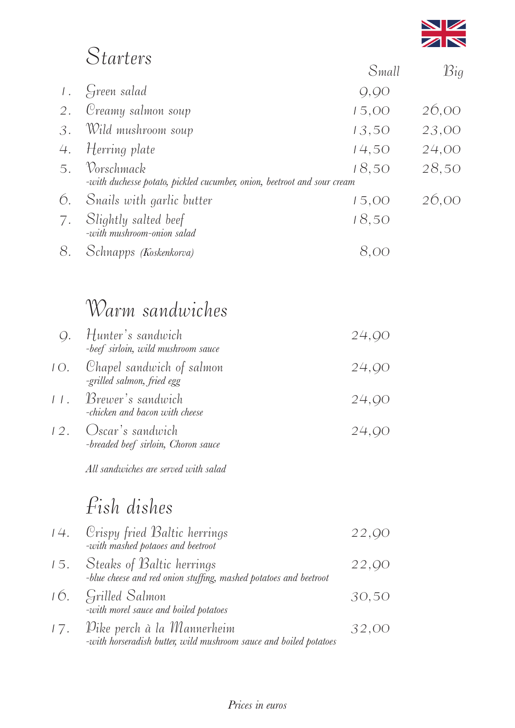## Starters

| | | Small | Big |
|---|---|---|---|
| 1. | Green salad | 9,90 | |
| 2. | Creamy salmon soup | 15,00 | 26,00 |
| 3. | Wild mushroom soup | 13,50 | 23,00 |
| 4. | Herring plate | 14,50 | 24,00 |
| 5. | Vorschmack<br>*-with duchesse potato, pickled cucumber, onion, beetroot and sour cream* | 18,50 | 28,50 |
| 6. | Snails with garlic butter | 15,00 | 26,00 |
| 7. | Slightly salted beef<br>*-with mushroom-onion salad* | 18,50 | |
| 8. | Schnapps *(Koskenkorva)* | 8,00 | |

## Warm sandwiches

| | | |
|---|---|---|
| 9. | Hunter's sandwich<br>*-beef sirloin, wild mushroom sauce* | 24,90 |
| 10. | Chapel sandwich of salmon<br>*-grilled salmon, fried egg* | 24,90 |
| 11. | Brewer's sandwich<br>*-chicken and bacon with cheese* | 24,90 |
| 12. | Oscar's sandwich<br>*-breaded beef sirloin, Choron sauce* | 24,90 |

*All sandwiches are served with salad*

## Fish dishes

| | | |
|---|---|---|
| 14. | Crispy fried Baltic herrings<br>*-with mashed potaoes and beetroot* | 22,90 |
| 15. | Steaks of Baltic herrings<br>*-blue cheese and red onion stuffing, mashed potatoes and beetroot* | 22,90 |
| 16. | Grilled Salmon<br>*-with morel sauce and boiled potatoes* | 30,50 |
| 17. | Pike perch à la Mannerheim<br>*-with horseradish butter, wild mushroom sauce and boiled potatoes* | 32,00 |

*Prices in euros*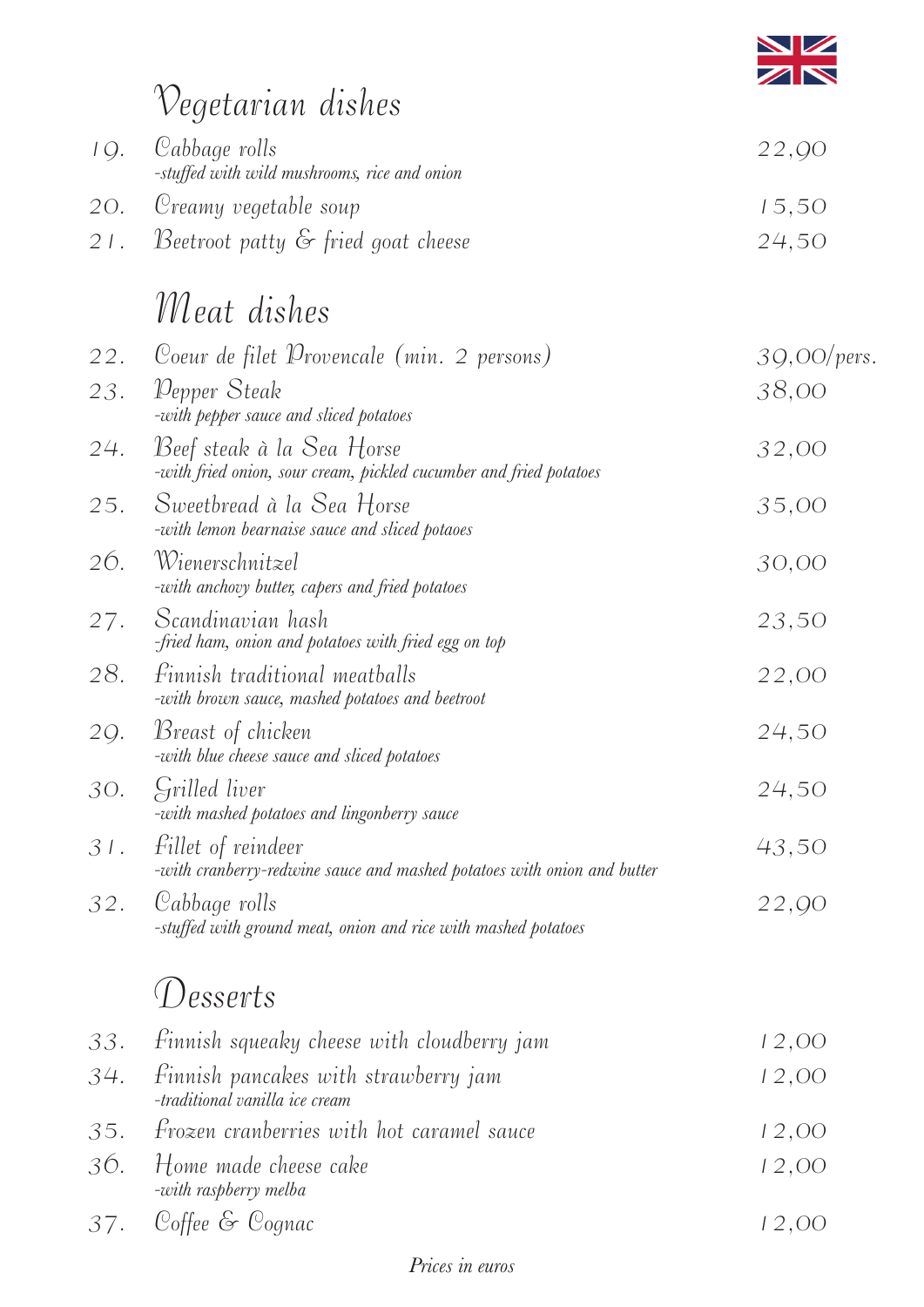## Vegetarian dishes

| | | |
|---|---|---|
| 19. | Cabbage rolls<br>*-stuffed with wild mushrooms, rice and onion* | 22,90 |
| 20. | Creamy vegetable soup | 15,50 |
| 21. | Beetroot patty & fried goat cheese | 24,50 |

## Meat dishes

| | | |
|---|---|---|
| 22. | Coeur de filet Provencale (min. 2 persons) | 39,00/pers. |
| 23. | Pepper Steak<br>*-with pepper sauce and sliced potatoes* | 38,00 |
| 24. | Beef steak à la Sea Horse<br>*-with fried onion, sour cream, pickled cucumber and fried potatoes* | 32,00 |
| 25. | Sweetbread à la Sea Horse<br>*-with lemon bearnaise sauce and sliced potaoes* | 35,00 |
| 26. | Wienerschnitzel<br>*-with anchovy butter, capers and fried potatoes* | 30,00 |
| 27. | Scandinavian hash<br>*-fried ham, onion and potatoes with fried egg on top* | 23,50 |
| 28. | Finnish traditional meatballs<br>*-with brown sauce, mashed potatoes and beetroot* | 22,00 |
| 29. | Breast of chicken<br>*-with blue cheese sauce and sliced potatoes* | 24,50 |
| 30. | Grilled liver<br>*-with mashed potatoes and lingonberry sauce* | 24,50 |
| 31. | Fillet of reindeer<br>*-with cranberry-redwine sauce and mashed potatoes with onion and butter* | 43,50 |
| 32. | Cabbage rolls<br>*-stuffed with ground meat, onion and rice with mashed potatoes* | 22,90 |

## Desserts

| | | |
|---|---|---|
| 33. | Finnish squeaky cheese with cloudberry jam | 12,00 |
| 34. | Finnish pancakes with strawberry jam<br>*-traditional vanilla ice cream* | 12,00 |
| 35. | Frozen cranberries with hot caramel sauce | 12,00 |
| 36. | Home made cheese cake<br>*-with raspberry melba* | 12,00 |
| 37. | Coffee & Cognac | 12,00 |

*Prices in euros*